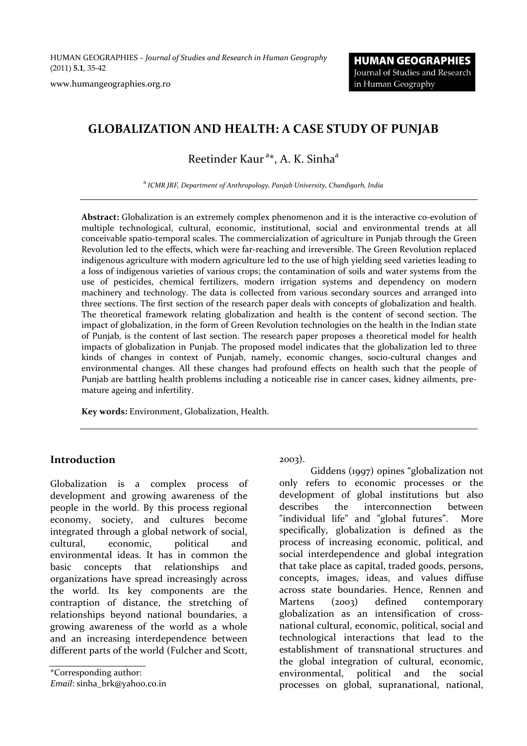# GLOBALIZATION AND HEALTH: A CASE STUDY OF PUNJAB

Reetinder Kaur[a]*, A. K. Sinha[a]

[a] *ICMR JRF, Department of Anthropology, Panjab University, Chandigarh, India*

---

**Abstract:** Globalization is an extremely complex phenomenon and it is the interactive co-evolution of multiple technological, cultural, economic, institutional, social and environmental trends at all conceivable spatio-temporal scales. The commercialization of agriculture in Punjab through the Green Revolution led to the effects, which were far-reaching and irreversible. The Green Revolution replaced indigenous agriculture with modern agriculture led to the use of high yielding seed varieties leading to a loss of indigenous varieties of various crops; the contamination of soils and water systems from the use of pesticides, chemical fertilizers, modern irrigation systems and dependency on modern machinery and technology. The data is collected from various secondary sources and arranged into three sections. The first section of the research paper deals with concepts of globalization and health. The theoretical framework relating globalization and health is the content of second section. The impact of globalization, in the form of Green Revolution technologies on the health in the Indian state of Punjab, is the content of last section. The research paper proposes a theoretical model for health impacts of globalization in Punjab. The proposed model indicates that the globalization led to three kinds of changes in context of Punjab, namely, economic changes, socio-cultural changes and environmental changes. All these changes had profound effects on health such that the people of Punjab are battling health problems including a noticeable rise in cancer cases, kidney ailments, pre-mature ageing and infertility.

**Key words:** Environment, Globalization, Health.

---

## Introduction

Globalization is a complex process of development and growing awareness of the people in the world. By this process regional economy, society, and cultures become integrated through a global network of social, cultural, economic, political and environmental ideas. It has in common the basic concepts that relationships and organizations have spread increasingly across the world. Its key components are the contraption of distance, the stretching of relationships beyond national boundaries, a growing awareness of the world as a whole and an increasing interdependence between different parts of the world (Fulcher and Scott, 2003).

Giddens (1997) opines "globalization not only refers to economic processes or the development of global institutions but also describes the interconnection between "individual life" and "global futures". More specifically, globalization is defined as the process of increasing economic, political, and social interdependence and global integration that take place as capital, traded goods, persons, concepts, images, ideas, and values diffuse across state boundaries. Hence, Rennen and Martens (2003) defined contemporary globalization as an intensification of cross-national cultural, economic, political, social and technological interactions that lead to the establishment of transnational structures and the global integration of cultural, economic, environmental, political and the social processes on global, supranational, national,

*Corresponding author:
*Email*: sinha_brk@yahoo.co.in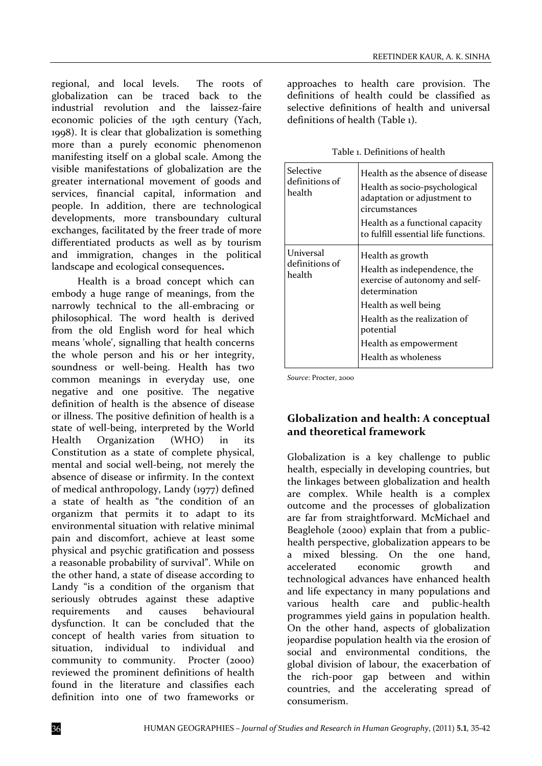regional, and local levels. The roots of globalization can be traced back to the industrial revolution and the laissez-faire economic policies of the 19th century (Yach, 1998). It is clear that globalization is something more than a purely economic phenomenon manifesting itself on a global scale. Among the visible manifestations of globalization are the greater international movement of goods and services, financial capital, information and people. In addition, there are technological developments, more transboundary cultural exchanges, facilitated by the freer trade of more differentiated products as well as by tourism and immigration, changes in the political landscape and ecological consequences.

Health is a broad concept which can embody a huge range of meanings, from the narrowly technical to the all-embracing or philosophical. The word health is derived from the old English word for heal which means 'whole', signalling that health concerns the whole person and his or her integrity, soundness or well-being. Health has two common meanings in everyday use, one negative and one positive. The negative definition of health is the absence of disease or illness. The positive definition of health is a state of well-being, interpreted by the World Health Organization (WHO) in its Constitution as a state of complete physical, mental and social well-being, not merely the absence of disease or infirmity. In the context of medical anthropology, Landy (1977) defined a state of health as "the condition of an organizm that permits it to adapt to its environmental situation with relative minimal pain and discomfort, achieve at least some physical and psychic gratification and possess a reasonable probability of survival". While on the other hand, a state of disease according to Landy "is a condition of the organism that seriously obtrudes against these adaptive requirements and causes behavioural dysfunction. It can be concluded that the concept of health varies from situation to situation, individual to individual and community to community. Procter (2000) reviewed the prominent definitions of health found in the literature and classifies each definition into one of two frameworks or approaches to health care provision. The definitions of health could be classified as selective definitions of health and universal definitions of health (Table 1).

Table 1. Definitions of health

| | |
|---|---|
| Selective definitions of health | Health as the absence of disease<br>Health as socio-psychological adaptation or adjustment to circumstances<br>Health as a functional capacity to fulfill essential life functions. |
| Universal definitions of health | Health as growth<br>Health as independence, the exercise of autonomy and self-determination<br>Health as well being<br>Health as the realization of potential<br>Health as empowerment<br>Health as wholeness |

*Source*: Procter, 2000

## Globalization and health: A conceptual and theoretical framework

Globalization is a key challenge to public health, especially in developing countries, but the linkages between globalization and health are complex. While health is a complex outcome and the processes of globalization are far from straightforward. McMichael and Beaglehole (2000) explain that from a public-health perspective, globalization appears to be a mixed blessing. On the one hand, accelerated economic growth and technological advances have enhanced health and life expectancy in many populations and various health care and public-health programmes yield gains in population health. On the other hand, aspects of globalization jeopardise population health via the erosion of social and environmental conditions, the global division of labour, the exacerbation of the rich-poor gap between and within countries, and the accelerating spread of consumerism.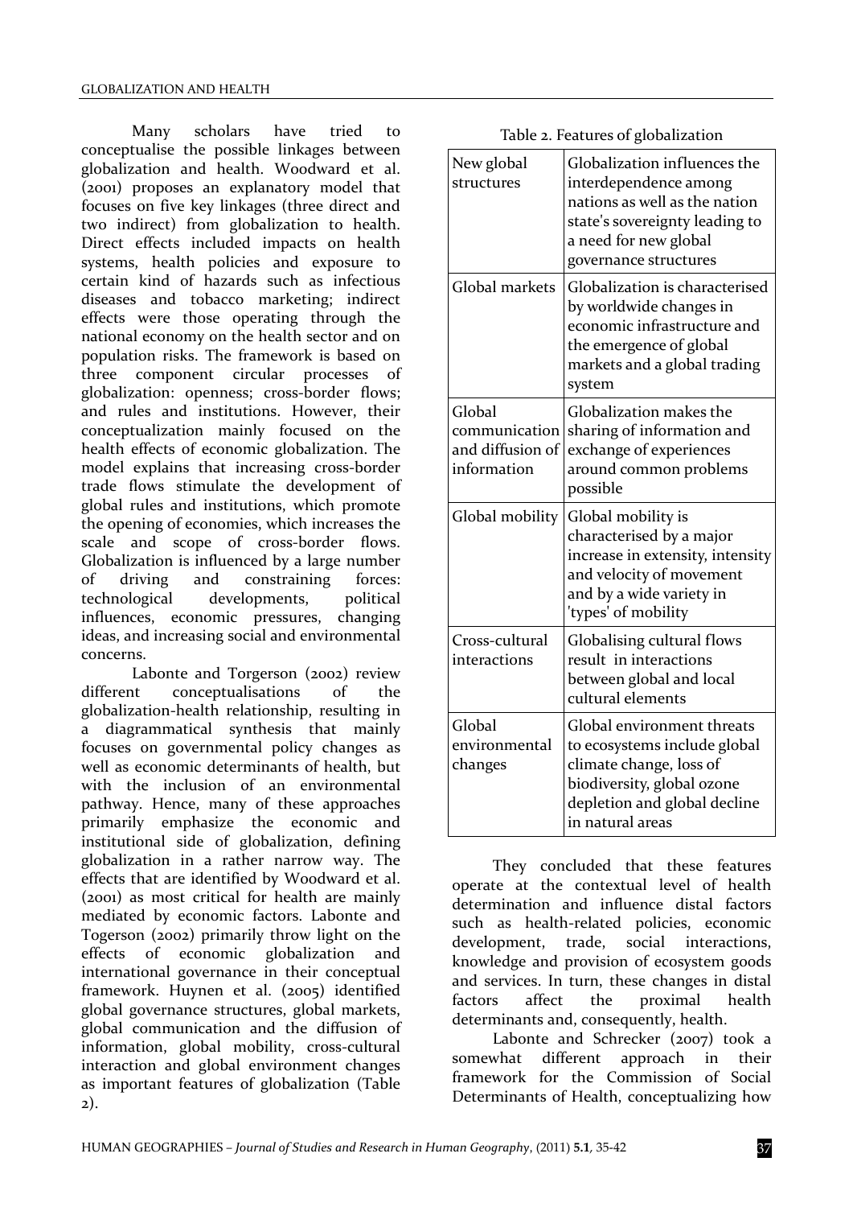Many scholars have tried to conceptualise the possible linkages between globalization and health. Woodward et al. (2001) proposes an explanatory model that focuses on five key linkages (three direct and two indirect) from globalization to health. Direct effects included impacts on health systems, health policies and exposure to certain kind of hazards such as infectious diseases and tobacco marketing; indirect effects were those operating through the national economy on the health sector and on population risks. The framework is based on three component circular processes of globalization: openness; cross-border flows; and rules and institutions. However, their conceptualization mainly focused on the health effects of economic globalization. The model explains that increasing cross-border trade flows stimulate the development of global rules and institutions, which promote the opening of economies, which increases the scale and scope of cross-border flows. Globalization is influenced by a large number of driving and constraining forces: technological developments, political influences, economic pressures, changing ideas, and increasing social and environmental concerns.

Labonte and Torgerson (2002) review different conceptualisations of the globalization-health relationship, resulting in a diagrammatical synthesis that mainly focuses on governmental policy changes as well as economic determinants of health, but with the inclusion of an environmental pathway. Hence, many of these approaches primarily emphasize the economic and institutional side of globalization, defining globalization in a rather narrow way. The effects that are identified by Woodward et al. (2001) as most critical for health are mainly mediated by economic factors. Labonte and Togerson (2002) primarily throw light on the effects of economic globalization and international governance in their conceptual framework. Huynen et al. (2005) identified global governance structures, global markets, global communication and the diffusion of information, global mobility, cross-cultural interaction and global environment changes as important features of globalization (Table 2).

Table 2. Features of globalization

| | |
|---|---|
| New global structures | Globalization influences the interdependence among nations as well as the nation state's sovereignty leading to a need for new global governance structures |
| Global markets | Globalization is characterised by worldwide changes in economic infrastructure and the emergence of global markets and a global trading system |
| Global communication and diffusion of information | Globalization makes the sharing of information and exchange of experiences around common problems possible |
| Global mobility | Global mobility is characterised by a major increase in extensity, intensity and velocity of movement and by a wide variety in 'types' of mobility |
| Cross-cultural interactions | Globalising cultural flows result in interactions between global and local cultural elements |
| Global environmental changes | Global environment threats to ecosystems include global climate change, loss of biodiversity, global ozone depletion and global decline in natural areas |

They concluded that these features operate at the contextual level of health determination and influence distal factors such as health-related policies, economic development, trade, social interactions, knowledge and provision of ecosystem goods and services. In turn, these changes in distal factors affect the proximal health determinants and, consequently, health.

Labonte and Schrecker (2007) took a somewhat different approach in their framework for the Commission of Social Determinants of Health, conceptualizing how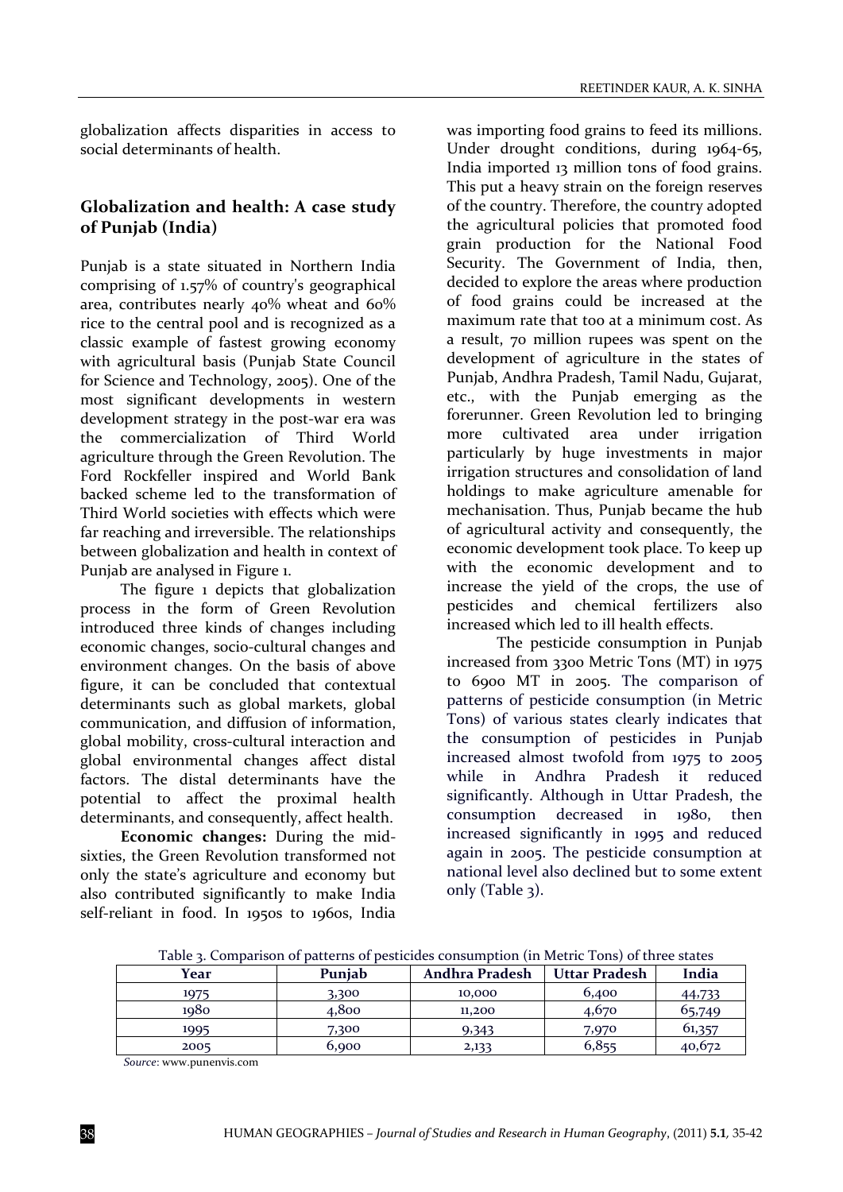globalization affects disparities in access to social determinants of health.

## Globalization and health: A case study of Punjab (India)

Punjab is a state situated in Northern India comprising of 1.57% of country's geographical area, contributes nearly 40% wheat and 60% rice to the central pool and is recognized as a classic example of fastest growing economy with agricultural basis (Punjab State Council for Science and Technology, 2005). One of the most significant developments in western development strategy in the post-war era was the commercialization of Third World agriculture through the Green Revolution. The Ford Rockfeller inspired and World Bank backed scheme led to the transformation of Third World societies with effects which were far reaching and irreversible. The relationships between globalization and health in context of Punjab are analysed in Figure 1.

The figure 1 depicts that globalization process in the form of Green Revolution introduced three kinds of changes including economic changes, socio-cultural changes and environment changes. On the basis of above figure, it can be concluded that contextual determinants such as global markets, global communication, and diffusion of information, global mobility, cross-cultural interaction and global environmental changes affect distal factors. The distal determinants have the potential to affect the proximal health determinants, and consequently, affect health.

**Economic changes:** During the mid-sixties, the Green Revolution transformed not only the state's agriculture and economy but also contributed significantly to make India self-reliant in food. In 1950s to 1960s, India was importing food grains to feed its millions. Under drought conditions, during 1964-65, India imported 13 million tons of food grains. This put a heavy strain on the foreign reserves of the country. Therefore, the country adopted the agricultural policies that promoted food grain production for the National Food Security. The Government of India, then, decided to explore the areas where production of food grains could be increased at the maximum rate that too at a minimum cost. As a result, 70 million rupees was spent on the development of agriculture in the states of Punjab, Andhra Pradesh, Tamil Nadu, Gujarat, etc., with the Punjab emerging as the forerunner. Green Revolution led to bringing more cultivated area under irrigation particularly by huge investments in major irrigation structures and consolidation of land holdings to make agriculture amenable for mechanisation. Thus, Punjab became the hub of agricultural activity and consequently, the economic development took place. To keep up with the economic development and to increase the yield of the crops, the use of pesticides and chemical fertilizers also increased which led to ill health effects.

The pesticide consumption in Punjab increased from 3300 Metric Tons (MT) in 1975 to 6900 MT in 2005. The comparison of patterns of pesticide consumption (in Metric Tons) of various states clearly indicates that the consumption of pesticides in Punjab increased almost twofold from 1975 to 2005 while in Andhra Pradesh it reduced significantly. Although in Uttar Pradesh, the consumption decreased in 1980, then increased significantly in 1995 and reduced again in 2005. The pesticide consumption at national level also declined but to some extent only (Table 3).

Table 3. Comparison of patterns of pesticides consumption (in Metric Tons) of three states

| Year | Punjab | Andhra Pradesh | Uttar Pradesh | India |
|---|---|---|---|---|
| 1975 | 3,300 | 10,000 | 6,400 | 44,733 |
| 1980 | 4,800 | 11,200 | 4,670 | 65,749 |
| 1995 | 7,300 | 9,343 | 7,970 | 61,357 |
| 2005 | 6,900 | 2,133 | 6,855 | 40,672 |

*Source*: www.punenvis.com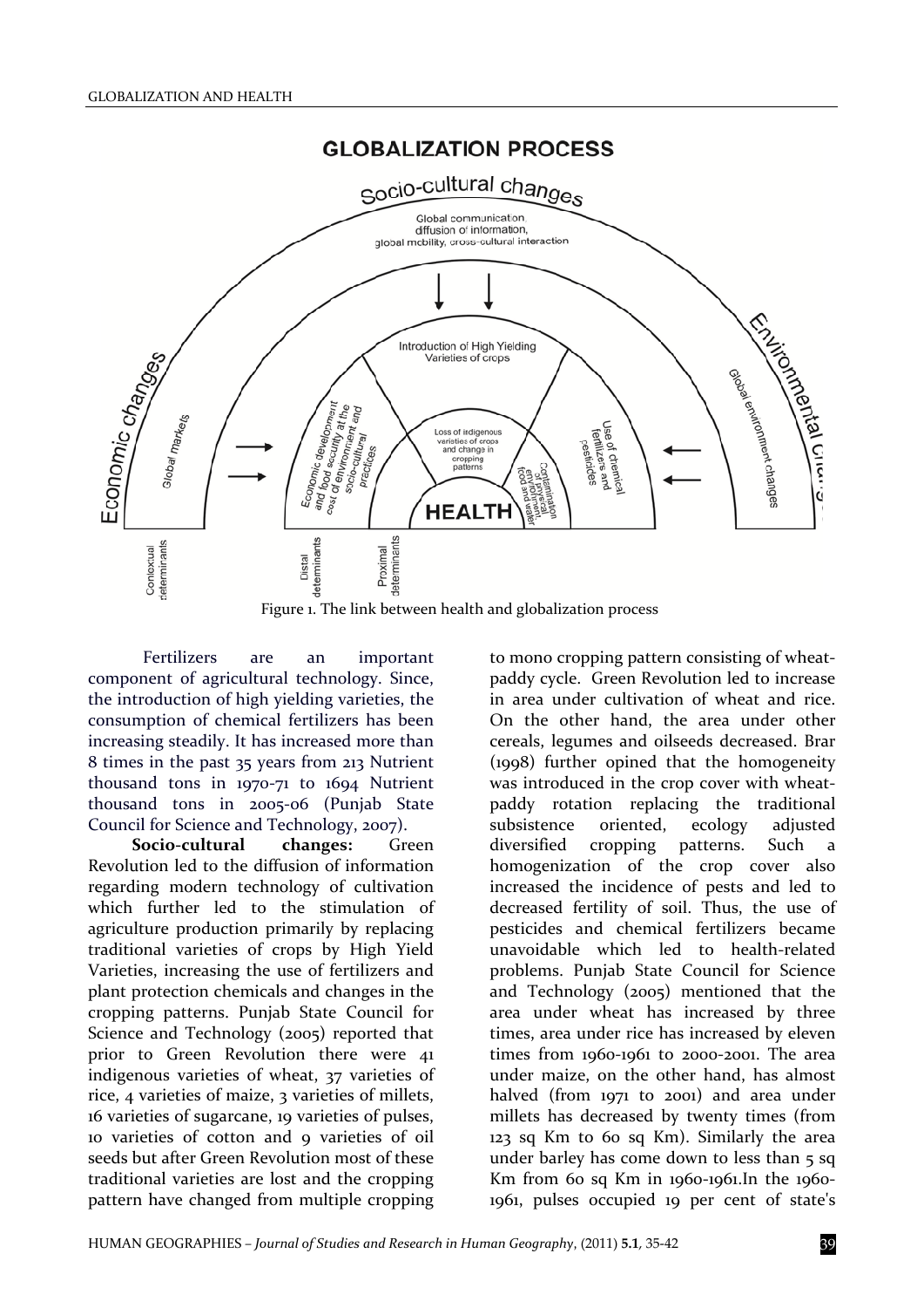Figure 1. The link between health and globalization process

Fertilizers are an important component of agricultural technology. Since, the introduction of high yielding varieties, the consumption of chemical fertilizers has been increasing steadily. It has increased more than 8 times in the past 35 years from 213 Nutrient thousand tons in 1970-71 to 1694 Nutrient thousand tons in 2005-06 (Punjab State Council for Science and Technology, 2007).

**Socio-cultural changes:** Green Revolution led to the diffusion of information regarding modern technology of cultivation which further led to the stimulation of agriculture production primarily by replacing traditional varieties of crops by High Yield Varieties, increasing the use of fertilizers and plant protection chemicals and changes in the cropping patterns. Punjab State Council for Science and Technology (2005) reported that prior to Green Revolution there were 41 indigenous varieties of wheat, 37 varieties of rice, 4 varieties of maize, 3 varieties of millets, 16 varieties of sugarcane, 19 varieties of pulses, 10 varieties of cotton and 9 varieties of oil seeds but after Green Revolution most of these traditional varieties are lost and the cropping pattern have changed from multiple cropping to mono cropping pattern consisting of wheat-paddy cycle. Green Revolution led to increase in area under cultivation of wheat and rice. On the other hand, the area under other cereals, legumes and oilseeds decreased. Brar (1998) further opined that the homogeneity was introduced in the crop cover with wheat-paddy rotation replacing the traditional subsistence oriented, ecology adjusted diversified cropping patterns. Such a homogenization of the crop cover also increased the incidence of pests and led to decreased fertility of soil. Thus, the use of pesticides and chemical fertilizers became unavoidable which led to health-related problems. Punjab State Council for Science and Technology (2005) mentioned that the area under wheat has increased by three times, area under rice has increased by eleven times from 1960-1961 to 2000-2001. The area under maize, on the other hand, has almost halved (from 1971 to 2001) and area under millets has decreased by twenty times (from 123 sq Km to 60 sq Km). Similarly the area under barley has come down to less than 5 sq Km from 60 sq Km in 1960-1961.In the 1960-1961, pulses occupied 19 per cent of state's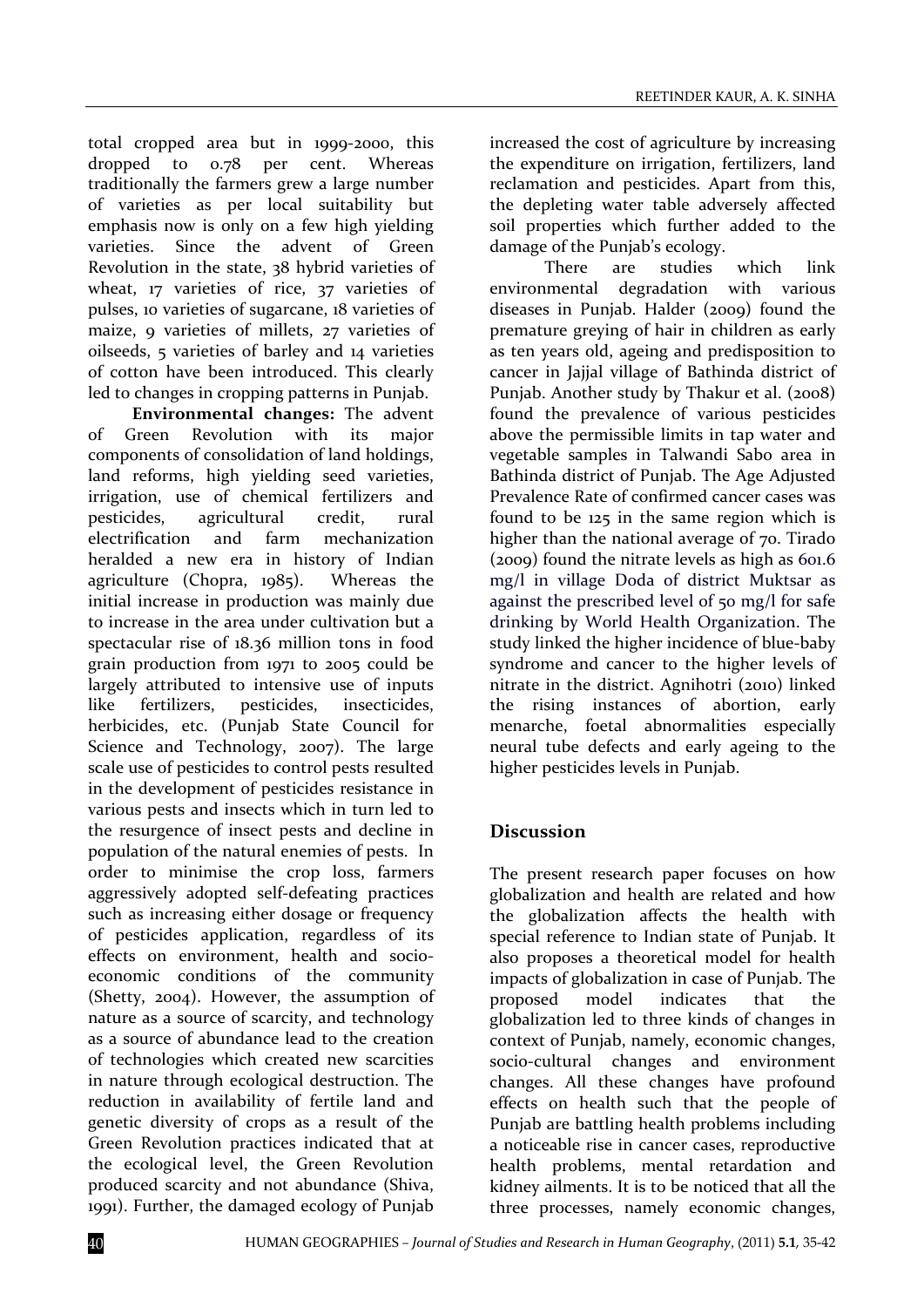total cropped area but in 1999-2000, this dropped to 0.78 per cent. Whereas traditionally the farmers grew a large number of varieties as per local suitability but emphasis now is only on a few high yielding varieties. Since the advent of Green Revolution in the state, 38 hybrid varieties of wheat, 17 varieties of rice, 37 varieties of pulses, 10 varieties of sugarcane, 18 varieties of maize, 9 varieties of millets, 27 varieties of oilseeds, 5 varieties of barley and 14 varieties of cotton have been introduced. This clearly led to changes in cropping patterns in Punjab.

**Environmental changes:** The advent of Green Revolution with its major components of consolidation of land holdings, land reforms, high yielding seed varieties, irrigation, use of chemical fertilizers and pesticides, agricultural credit, rural electrification and farm mechanization heralded a new era in history of Indian agriculture (Chopra, 1985). Whereas the initial increase in production was mainly due to increase in the area under cultivation but a spectacular rise of 18.36 million tons in food grain production from 1971 to 2005 could be largely attributed to intensive use of inputs like fertilizers, pesticides, insecticides, herbicides, etc. (Punjab State Council for Science and Technology, 2007). The large scale use of pesticides to control pests resulted in the development of pesticides resistance in various pests and insects which in turn led to the resurgence of insect pests and decline in population of the natural enemies of pests. In order to minimise the crop loss, farmers aggressively adopted self-defeating practices such as increasing either dosage or frequency of pesticides application, regardless of its effects on environment, health and socio-economic conditions of the community (Shetty, 2004). However, the assumption of nature as a source of scarcity, and technology as a source of abundance lead to the creation of technologies which created new scarcities in nature through ecological destruction. The reduction in availability of fertile land and genetic diversity of crops as a result of the Green Revolution practices indicated that at the ecological level, the Green Revolution produced scarcity and not abundance (Shiva, 1991). Further, the damaged ecology of Punjab increased the cost of agriculture by increasing the expenditure on irrigation, fertilizers, land reclamation and pesticides. Apart from this, the depleting water table adversely affected soil properties which further added to the damage of the Punjab's ecology.

There are studies which link environmental degradation with various diseases in Punjab. Halder (2009) found the premature greying of hair in children as early as ten years old, ageing and predisposition to cancer in Jajjal village of Bathinda district of Punjab. Another study by Thakur et al. (2008) found the prevalence of various pesticides above the permissible limits in tap water and vegetable samples in Talwandi Sabo area in Bathinda district of Punjab. The Age Adjusted Prevalence Rate of confirmed cancer cases was found to be 125 in the same region which is higher than the national average of 70. Tirado (2009) found the nitrate levels as high as 601.6 mg/l in village Doda of district Muktsar as against the prescribed level of 50 mg/l for safe drinking by World Health Organization. The study linked the higher incidence of blue-baby syndrome and cancer to the higher levels of nitrate in the district. Agnihotri (2010) linked the rising instances of abortion, early menarche, foetal abnormalities especially neural tube defects and early ageing to the higher pesticides levels in Punjab.

## Discussion

The present research paper focuses on how globalization and health are related and how the globalization affects the health with special reference to Indian state of Punjab. It also proposes a theoretical model for health impacts of globalization in case of Punjab. The proposed model indicates that the globalization led to three kinds of changes in context of Punjab, namely, economic changes, socio-cultural changes and environment changes. All these changes have profound effects on health such that the people of Punjab are battling health problems including a noticeable rise in cancer cases, reproductive health problems, mental retardation and kidney ailments. It is to be noticed that all the three processes, namely economic changes,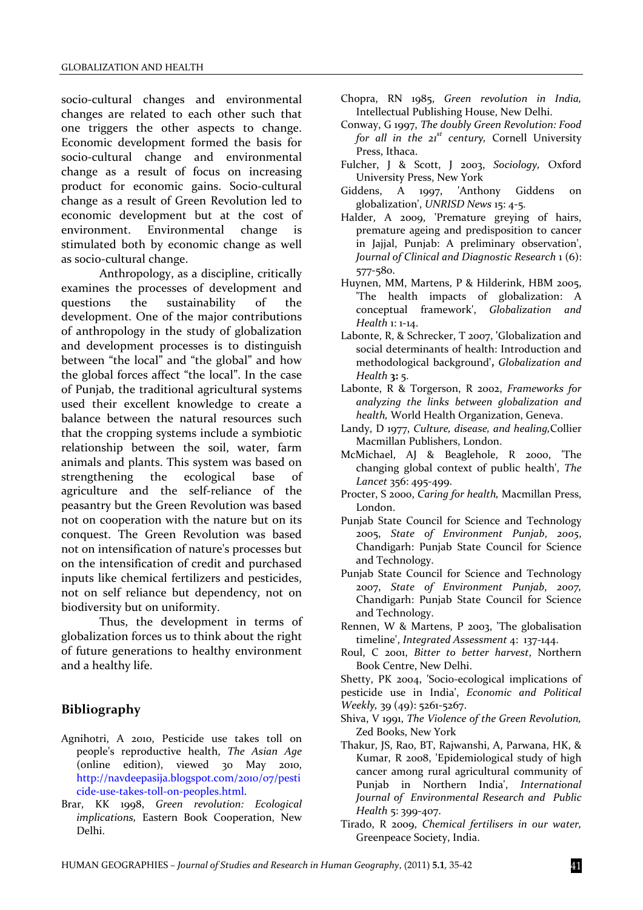socio-cultural changes and environmental changes are related to each other such that one triggers the other aspects to change. Economic development formed the basis for socio-cultural change and environmental change as a result of focus on increasing product for economic gains. Socio-cultural change as a result of Green Revolution led to economic development but at the cost of environment. Environmental change is stimulated both by economic change as well as socio-cultural change.

Anthropology, as a discipline, critically examines the processes of development and questions the sustainability of the development. One of the major contributions of anthropology in the study of globalization and development processes is to distinguish between "the local" and "the global" and how the global forces affect "the local". In the case of Punjab, the traditional agricultural systems used their excellent knowledge to create a balance between the natural resources such that the cropping systems include a symbiotic relationship between the soil, water, farm animals and plants. This system was based on strengthening the ecological base of agriculture and the self-reliance of the peasantry but the Green Revolution was based not on cooperation with the nature but on its conquest. The Green Revolution was based not on intensification of nature's processes but on the intensification of credit and purchased inputs like chemical fertilizers and pesticides, not on self reliance but dependency, not on biodiversity but on uniformity.

Thus, the development in terms of globalization forces us to think about the right of future generations to healthy environment and a healthy life.

## Bibliography

Agnihotri, A 2010, Pesticide use takes toll on people's reproductive health, *The Asian Age* (online edition), viewed 30 May 2010, http://navdeepasija.blogspot.com/2010/07/pesticide-use-takes-toll-on-peoples.html.

Brar, KK 1998, *Green revolution: Ecological implications,* Eastern Book Cooperation, New Delhi.

Chopra, RN 1985, *Green revolution in India,* Intellectual Publishing House, New Delhi.

Conway, G 1997, *The doubly Green Revolution: Food for all in the 21st century,* Cornell University Press, Ithaca.

Fulcher, J & Scott, J 2003, *Sociology,* Oxford University Press, New York

Giddens, A 1997, 'Anthony Giddens on globalization', *UNRISD News* 15: 4-5.

Halder, A 2009, 'Premature greying of hairs, premature ageing and predisposition to cancer in Jajjal, Punjab: A preliminary observation', *Journal of Clinical and Diagnostic Research* 1 (6): 577-580.

Huynen, MM, Martens, P & Hilderink, HBM 2005, 'The health impacts of globalization: A conceptual framework', *Globalization and Health* 1: 1-14.

Labonte, R, & Schrecker, T 2007, 'Globalization and social determinants of health: Introduction and methodological background', *Globalization and Health* **3:** 5.

Labonte, R & Torgerson, R 2002, *Frameworks for analyzing the links between globalization and health,* World Health Organization, Geneva.

Landy, D 1977, *Culture, disease, and healing,* Collier Macmillan Publishers, London.

McMichael, AJ & Beaglehole, R 2000, 'The changing global context of public health', *The Lancet* 356: 495-499.

Procter, S 2000, *Caring for health,* Macmillan Press, London.

Punjab State Council for Science and Technology 2005, *State of Environment Punjab, 2005*, Chandigarh: Punjab State Council for Science and Technology.

Punjab State Council for Science and Technology 2007, *State of Environment Punjab, 2007,* Chandigarh: Punjab State Council for Science and Technology.

Rennen, W & Martens, P 2003, 'The globalisation timeline', *Integrated Assessment* 4: 137-144.

Roul, C 2001, *Bitter to better harvest*, Northern Book Centre, New Delhi.

Shetty, PK 2004, 'Socio-ecological implications of pesticide use in India', *Economic and Political Weekly,* 39 (49): 5261-5267.

Shiva, V 1991, *The Violence of the Green Revolution,* Zed Books, New York

Thakur, JS, Rao, BT, Rajwanshi, A, Parwana, HK, & Kumar, R 2008, 'Epidemiological study of high cancer among rural agricultural community of Punjab in Northern India', *International Journal of Environmental Research and Public Health* 5: 399-407.

Tirado, R 2009, *Chemical fertilisers in our water,* Greenpeace Society, India.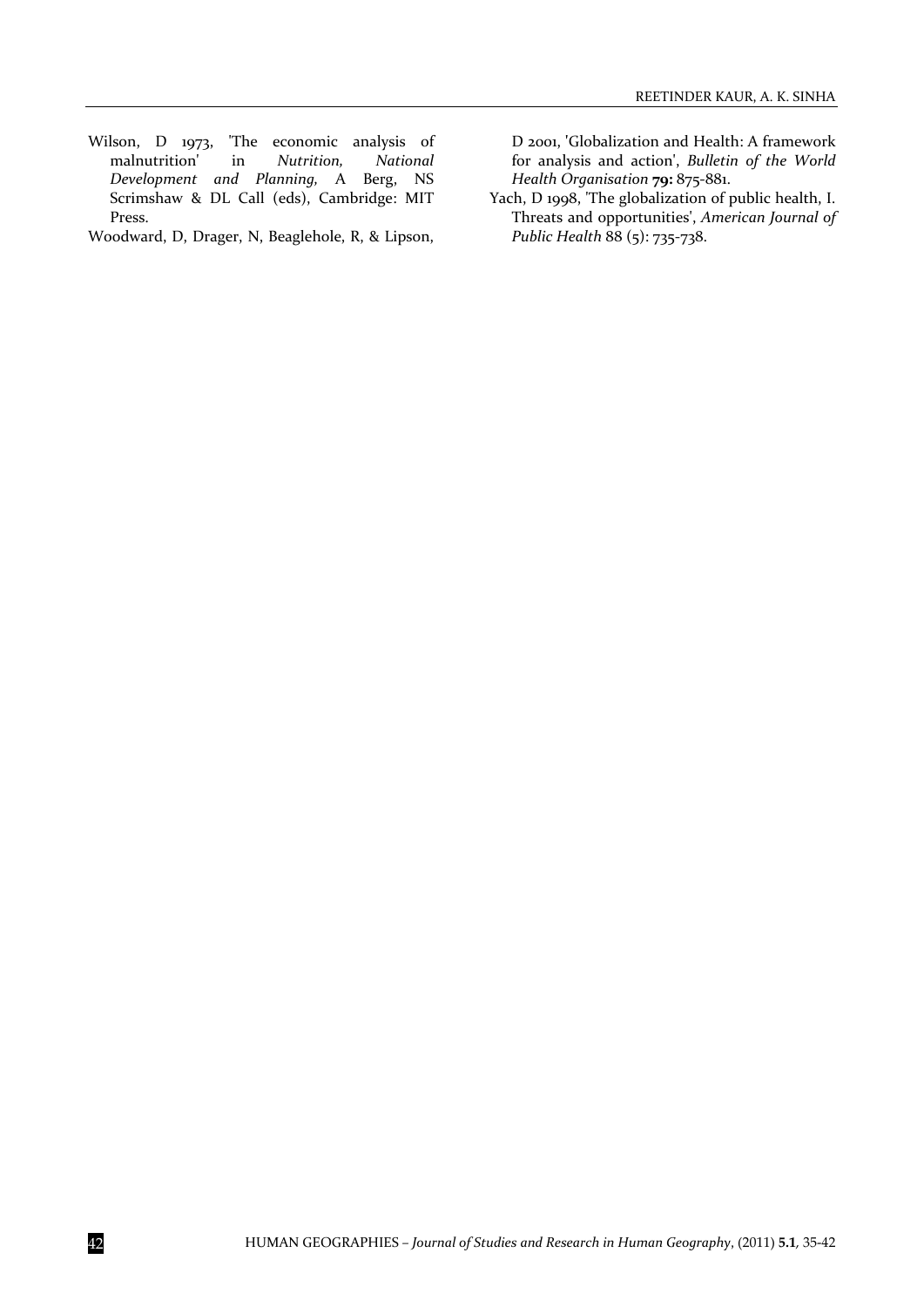Wilson, D 1973, 'The economic analysis of malnutrition' in *Nutrition, National Development and Planning,* A Berg, NS Scrimshaw & DL Call (eds), Cambridge: MIT Press.

Woodward, D, Drager, N, Beaglehole, R, & Lipson, D 2001, 'Globalization and Health: A framework for analysis and action', *Bulletin of the World Health Organisation* **79:** 875-881.

Yach, D 1998, 'The globalization of public health, I. Threats and opportunities', *American Journal of Public Health* 88 (5): 735-738.